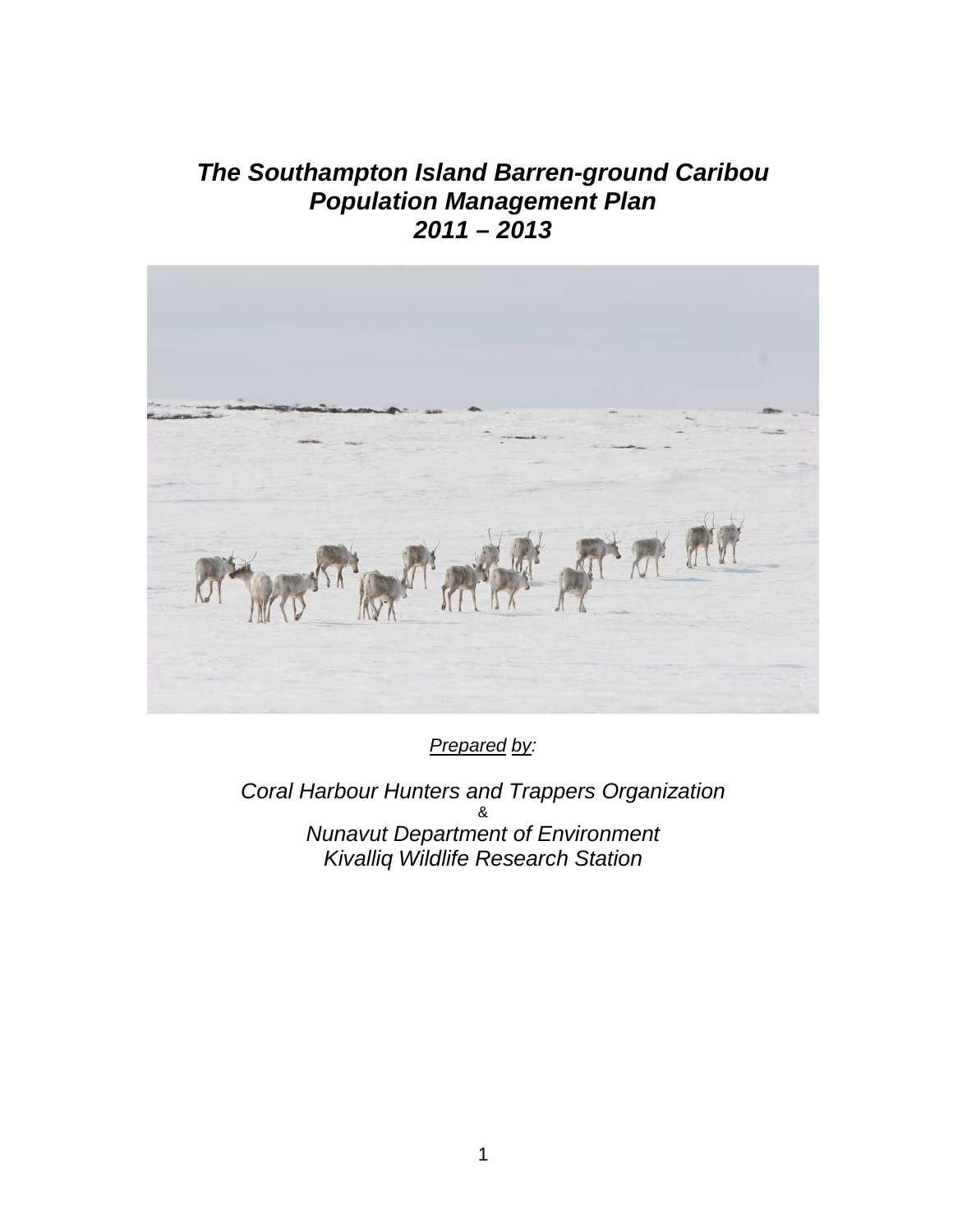# *The Southampton Island Barren-ground Caribou Population Management Plan 2011 – 2013*

*Prepared by:*

*Coral Harbour Hunters and Trappers Organization*

&

*Nunavut Department of Environment*
*Kivalliq Wildlife Research Station*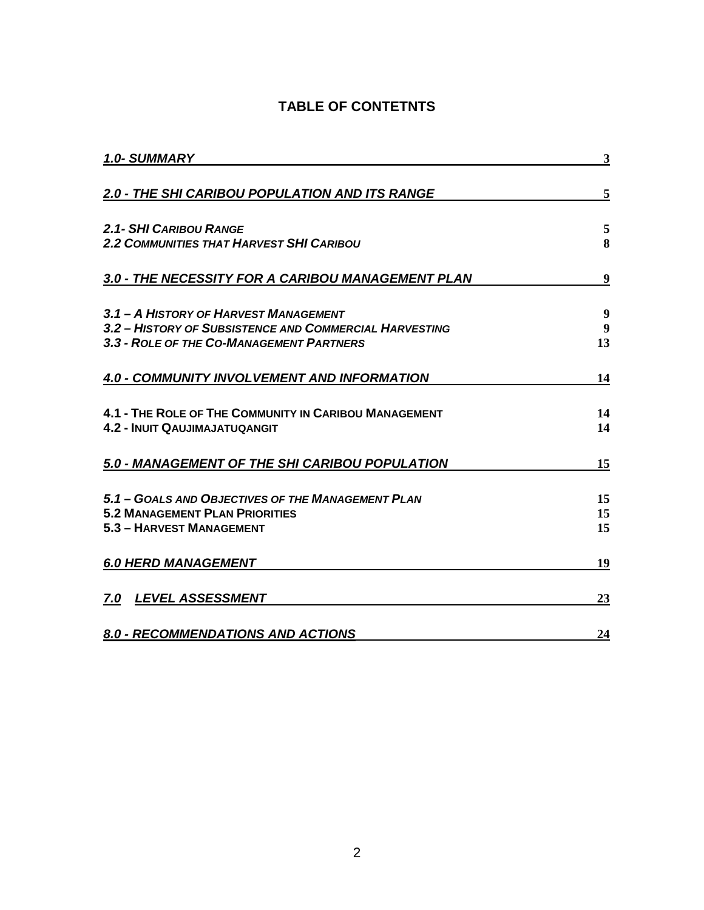# TABLE OF CONTETNTS

| | |
|---|---|
| ***1.0- SUMMARY*** | 3 |
| ***2.0 - THE SHI CARIBOU POPULATION AND ITS RANGE*** | 5 |
| ***2.1- SHI CARIBOU RANGE*** | 5 |
| ***2.2 COMMUNITIES THAT HARVEST SHI CARIBOU*** | 8 |
| ***3.0 - THE NECESSITY FOR A CARIBOU MANAGEMENT PLAN*** | 9 |
| ***3.1 – A HISTORY OF HARVEST MANAGEMENT*** | 9 |
| ***3.2 – HISTORY OF SUBSISTENCE AND COMMERCIAL HARVESTING*** | 9 |
| ***3.3 - ROLE OF THE CO-MANAGEMENT PARTNERS*** | 13 |
| ***4.0 - COMMUNITY INVOLVEMENT AND INFORMATION*** | 14 |
| **4.1 - THE ROLE OF THE COMMUNITY IN CARIBOU MANAGEMENT** | 14 |
| **4.2 - INUIT QAUJIMAJATUQANGIT** | 14 |
| ***5.0 - MANAGEMENT OF THE SHI CARIBOU POPULATION*** | 15 |
| ***5.1 – GOALS AND OBJECTIVES OF THE MANAGEMENT PLAN*** | 15 |
| **5.2 MANAGEMENT PLAN PRIORITIES** | 15 |
| **5.3 – HARVEST MANAGEMENT** | 15 |
| ***6.0 HERD MANAGEMENT*** | 19 |
| ***7.0 LEVEL ASSESSMENT*** | 23 |
| ***8.0 - RECOMMENDATIONS AND ACTIONS*** | 24 |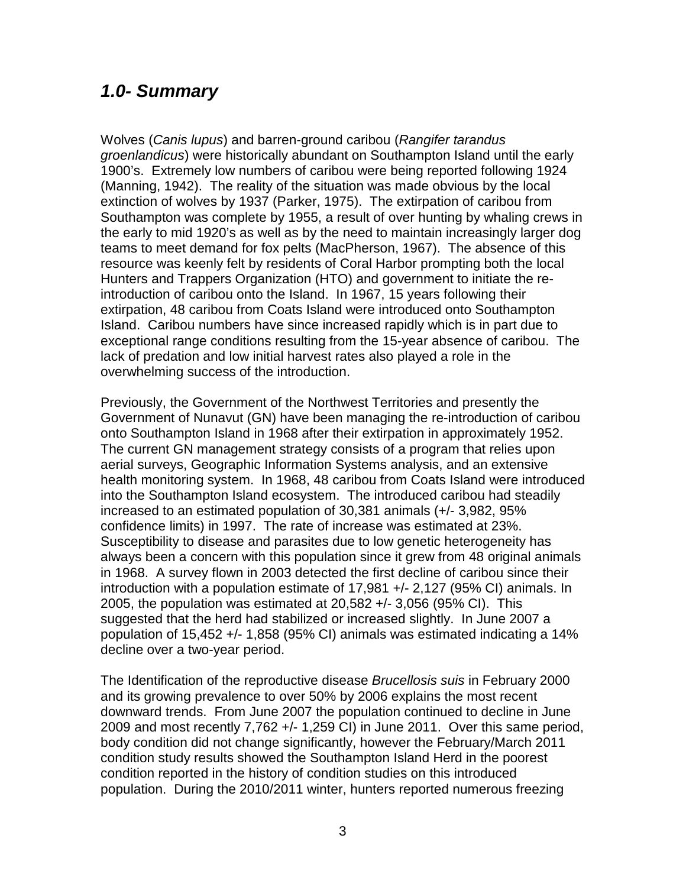## *1.0- Summary*

Wolves (*Canis lupus*) and barren-ground caribou (*Rangifer tarandus groenlandicus*) were historically abundant on Southampton Island until the early 1900's. Extremely low numbers of caribou were being reported following 1924 (Manning, 1942). The reality of the situation was made obvious by the local extinction of wolves by 1937 (Parker, 1975). The extirpation of caribou from Southampton was complete by 1955, a result of over hunting by whaling crews in the early to mid 1920's as well as by the need to maintain increasingly larger dog teams to meet demand for fox pelts (MacPherson, 1967). The absence of this resource was keenly felt by residents of Coral Harbor prompting both the local Hunters and Trappers Organization (HTO) and government to initiate the re-introduction of caribou onto the Island. In 1967, 15 years following their extirpation, 48 caribou from Coats Island were introduced onto Southampton Island. Caribou numbers have since increased rapidly which is in part due to exceptional range conditions resulting from the 15-year absence of caribou. The lack of predation and low initial harvest rates also played a role in the overwhelming success of the introduction.

Previously, the Government of the Northwest Territories and presently the Government of Nunavut (GN) have been managing the re-introduction of caribou onto Southampton Island in 1968 after their extirpation in approximately 1952. The current GN management strategy consists of a program that relies upon aerial surveys, Geographic Information Systems analysis, and an extensive health monitoring system. In 1968, 48 caribou from Coats Island were introduced into the Southampton Island ecosystem. The introduced caribou had steadily increased to an estimated population of 30,381 animals (+/- 3,982, 95% confidence limits) in 1997. The rate of increase was estimated at 23%. Susceptibility to disease and parasites due to low genetic heterogeneity has always been a concern with this population since it grew from 48 original animals in 1968. A survey flown in 2003 detected the first decline of caribou since their introduction with a population estimate of 17,981 +/- 2,127 (95% CI) animals. In 2005, the population was estimated at 20,582 +/- 3,056 (95% CI). This suggested that the herd had stabilized or increased slightly. In June 2007 a population of 15,452 +/- 1,858 (95% CI) animals was estimated indicating a 14% decline over a two-year period.

The Identification of the reproductive disease *Brucellosis suis* in February 2000 and its growing prevalence to over 50% by 2006 explains the most recent downward trends. From June 2007 the population continued to decline in June 2009 and most recently 7,762 +/- 1,259 CI) in June 2011. Over this same period, body condition did not change significantly, however the February/March 2011 condition study results showed the Southampton Island Herd in the poorest condition reported in the history of condition studies on this introduced population. During the 2010/2011 winter, hunters reported numerous freezing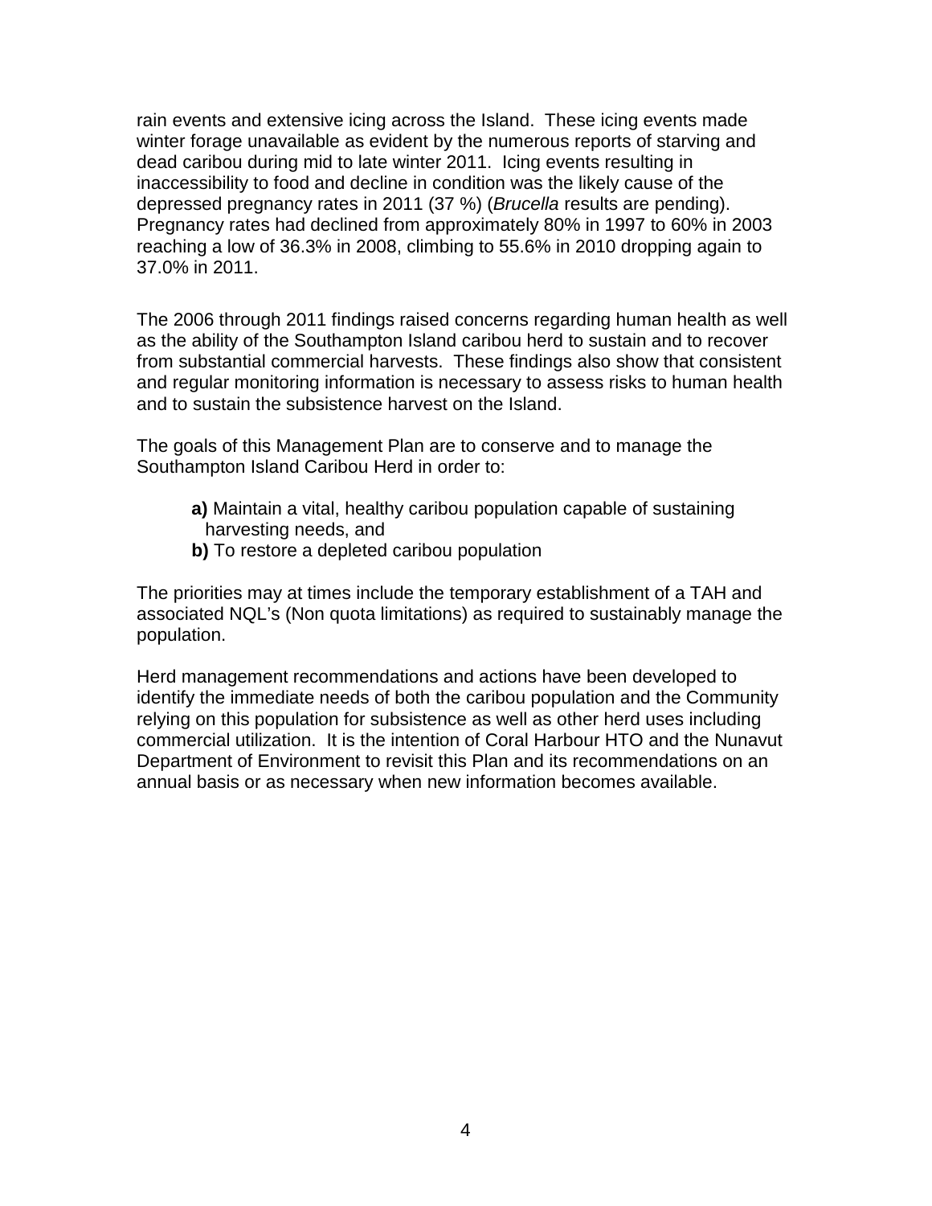rain events and extensive icing across the Island. These icing events made winter forage unavailable as evident by the numerous reports of starving and dead caribou during mid to late winter 2011. Icing events resulting in inaccessibility to food and decline in condition was the likely cause of the depressed pregnancy rates in 2011 (37 %) (*Brucella* results are pending). Pregnancy rates had declined from approximately 80% in 1997 to 60% in 2003 reaching a low of 36.3% in 2008, climbing to 55.6% in 2010 dropping again to 37.0% in 2011.

The 2006 through 2011 findings raised concerns regarding human health as well as the ability of the Southampton Island caribou herd to sustain and to recover from substantial commercial harvests. These findings also show that consistent and regular monitoring information is necessary to assess risks to human health and to sustain the subsistence harvest on the Island.

The goals of this Management Plan are to conserve and to manage the Southampton Island Caribou Herd in order to:

- **a)** Maintain a vital, healthy caribou population capable of sustaining harvesting needs, and
- **b)** To restore a depleted caribou population

The priorities may at times include the temporary establishment of a TAH and associated NQL's (Non quota limitations) as required to sustainably manage the population.

Herd management recommendations and actions have been developed to identify the immediate needs of both the caribou population and the Community relying on this population for subsistence as well as other herd uses including commercial utilization. It is the intention of Coral Harbour HTO and the Nunavut Department of Environment to revisit this Plan and its recommendations on an annual basis or as necessary when new information becomes available.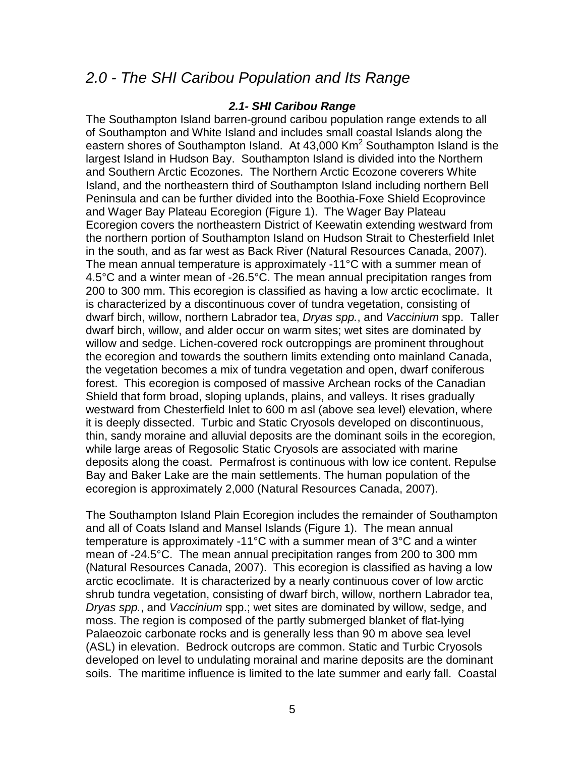## *2.0 - The SHI Caribou Population and Its Range*

### ***2.1- SHI Caribou Range***

The Southampton Island barren-ground caribou population range extends to all of Southampton and White Island and includes small coastal Islands along the eastern shores of Southampton Island. At 43,000 $Km^2$ Southampton Island is the largest Island in Hudson Bay. Southampton Island is divided into the Northern and Southern Arctic Ecozones. The Northern Arctic Ecozone coverers White Island, and the northeastern third of Southampton Island including northern Bell Peninsula and can be further divided into the Boothia-Foxe Shield Ecoprovince and Wager Bay Plateau Ecoregion (Figure 1). The Wager Bay Plateau Ecoregion covers the northeastern District of Keewatin extending westward from the northern portion of Southampton Island on Hudson Strait to Chesterfield Inlet in the south, and as far west as Back River (Natural Resources Canada, 2007). The mean annual temperature is approximately -11°C with a summer mean of 4.5°C and a winter mean of -26.5°C. The mean annual precipitation ranges from 200 to 300 mm. This ecoregion is classified as having a low arctic ecoclimate. It is characterized by a discontinuous cover of tundra vegetation, consisting of dwarf birch, willow, northern Labrador tea, *Dryas spp.*, and *Vaccinium* spp. Taller dwarf birch, willow, and alder occur on warm sites; wet sites are dominated by willow and sedge. Lichen-covered rock outcroppings are prominent throughout the ecoregion and towards the southern limits extending onto mainland Canada, the vegetation becomes a mix of tundra vegetation and open, dwarf coniferous forest. This ecoregion is composed of massive Archean rocks of the Canadian Shield that form broad, sloping uplands, plains, and valleys. It rises gradually westward from Chesterfield Inlet to 600 m asl (above sea level) elevation, where it is deeply dissected. Turbic and Static Cryosols developed on discontinuous, thin, sandy moraine and alluvial deposits are the dominant soils in the ecoregion, while large areas of Regosolic Static Cryosols are associated with marine deposits along the coast. Permafrost is continuous with low ice content. Repulse Bay and Baker Lake are the main settlements. The human population of the ecoregion is approximately 2,000 (Natural Resources Canada, 2007).

The Southampton Island Plain Ecoregion includes the remainder of Southampton and all of Coats Island and Mansel Islands (Figure 1). The mean annual temperature is approximately -11°C with a summer mean of 3°C and a winter mean of -24.5°C. The mean annual precipitation ranges from 200 to 300 mm (Natural Resources Canada, 2007). This ecoregion is classified as having a low arctic ecoclimate. It is characterized by a nearly continuous cover of low arctic shrub tundra vegetation, consisting of dwarf birch, willow, northern Labrador tea, *Dryas spp.*, and *Vaccinium* spp.; wet sites are dominated by willow, sedge, and moss. The region is composed of the partly submerged blanket of flat-lying Palaeozoic carbonate rocks and is generally less than 90 m above sea level (ASL) in elevation. Bedrock outcrops are common. Static and Turbic Cryosols developed on level to undulating morainal and marine deposits are the dominant soils. The maritime influence is limited to the late summer and early fall. Coastal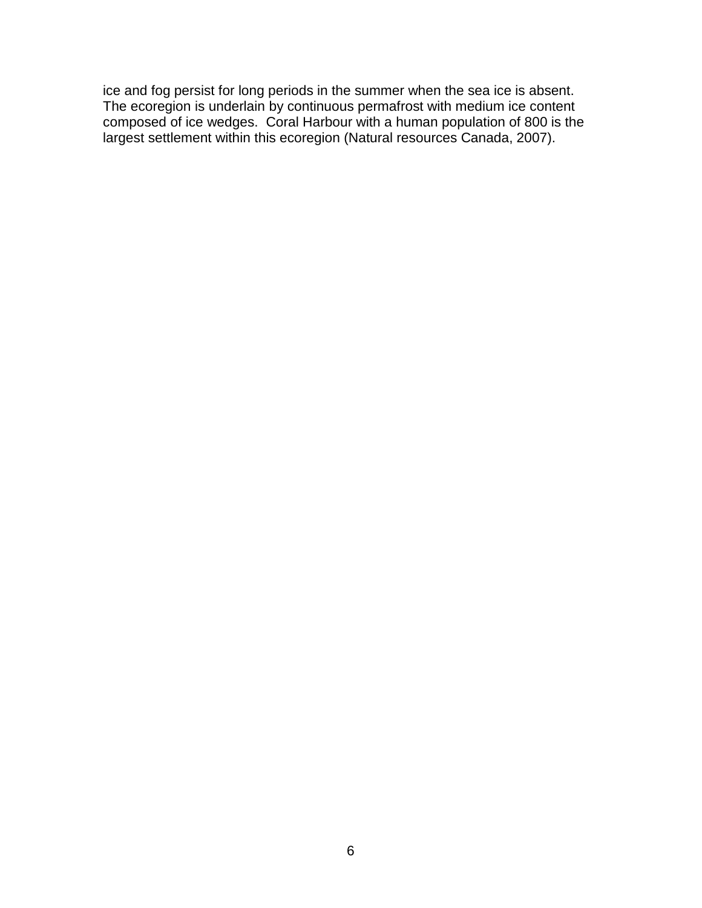ice and fog persist for long periods in the summer when the sea ice is absent. The ecoregion is underlain by continuous permafrost with medium ice content composed of ice wedges. Coral Harbour with a human population of 800 is the largest settlement within this ecoregion (Natural resources Canada, 2007).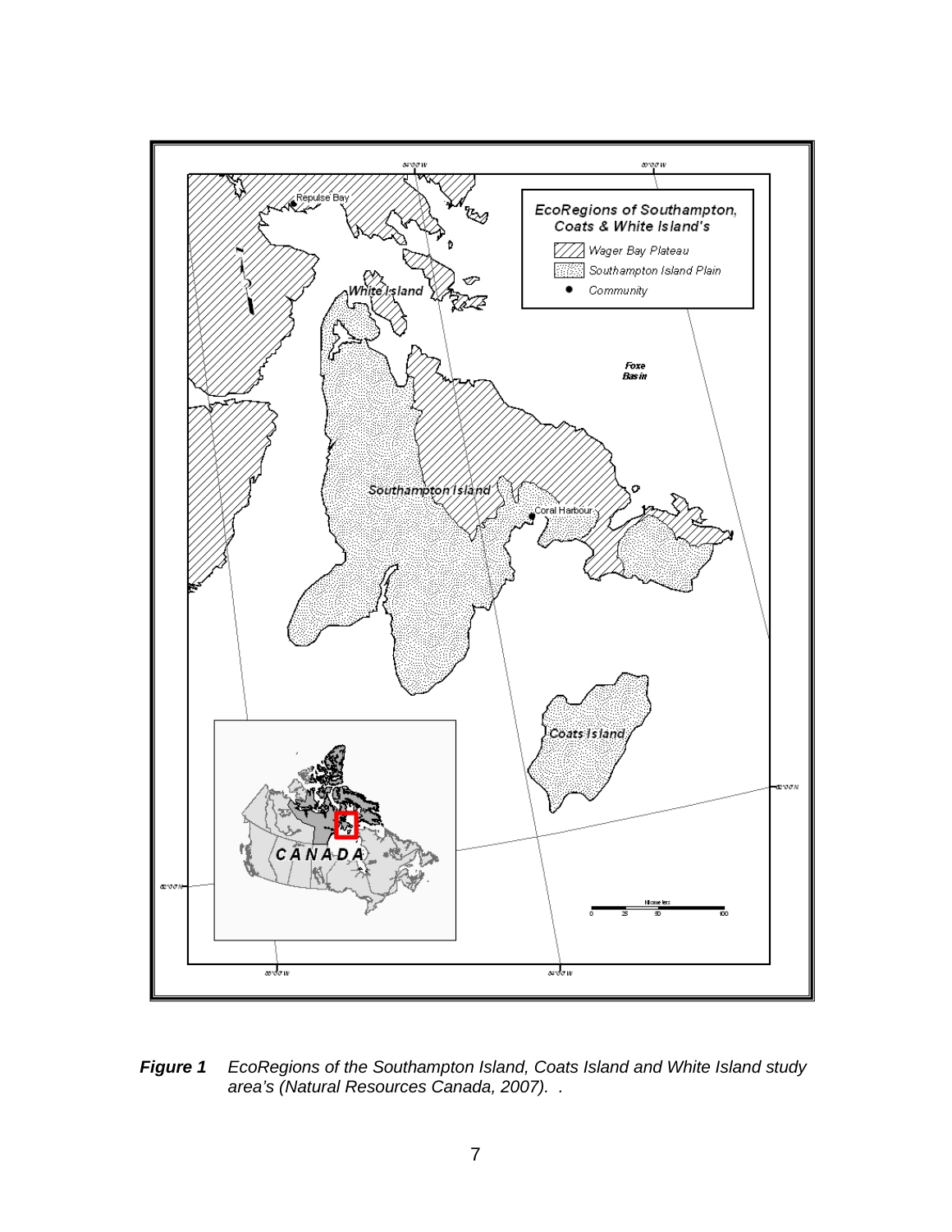***Figure 1*** *EcoRegions of the Southampton Island, Coats Island and White Island study area's (Natural Resources Canada, 2007). .*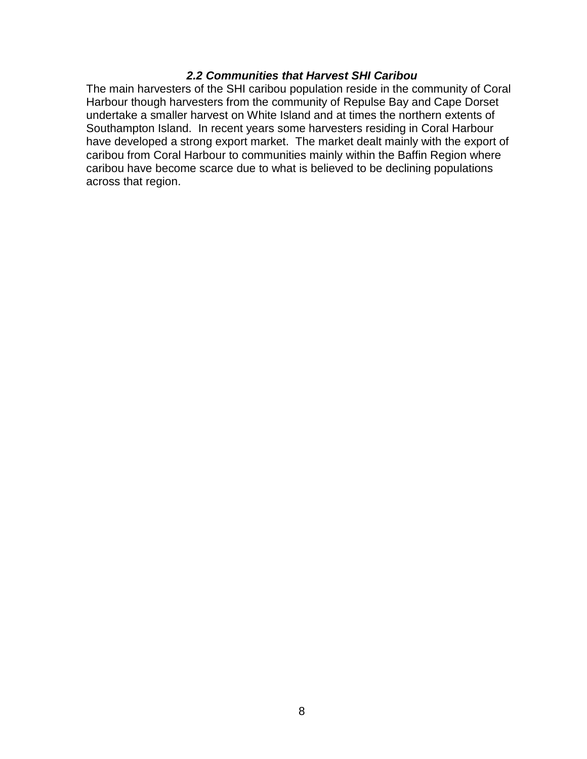### *2.2 Communities that Harvest SHI Caribou*

The main harvesters of the SHI caribou population reside in the community of Coral Harbour though harvesters from the community of Repulse Bay and Cape Dorset undertake a smaller harvest on White Island and at times the northern extents of Southampton Island. In recent years some harvesters residing in Coral Harbour have developed a strong export market. The market dealt mainly with the export of caribou from Coral Harbour to communities mainly within the Baffin Region where caribou have become scarce due to what is believed to be declining populations across that region.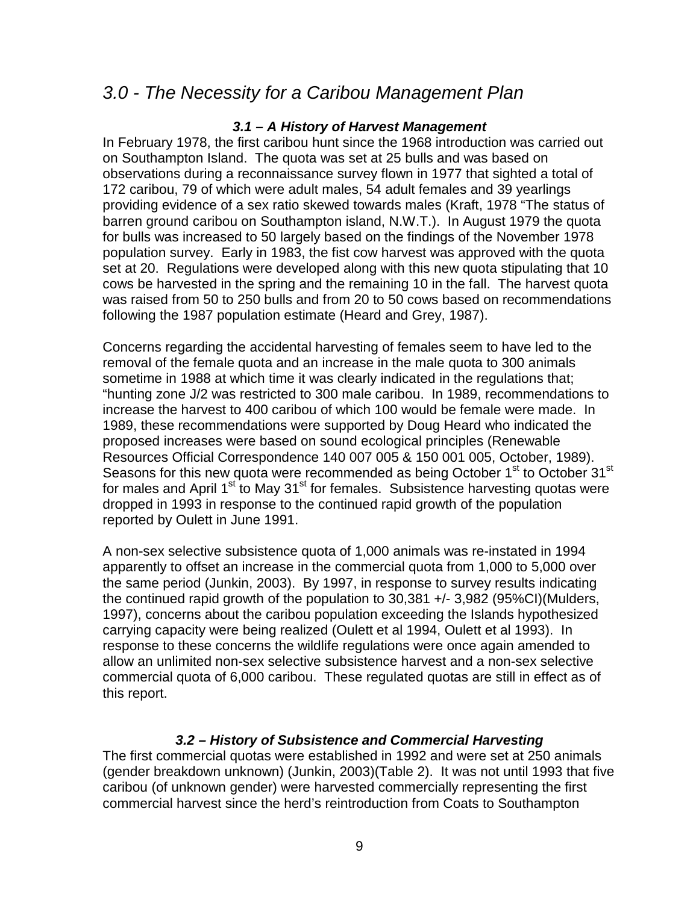# *3.0 - The Necessity for a Caribou Management Plan*

### ***3.1 – A History of Harvest Management***

In February 1978, the first caribou hunt since the 1968 introduction was carried out on Southampton Island. The quota was set at 25 bulls and was based on observations during a reconnaissance survey flown in 1977 that sighted a total of 172 caribou, 79 of which were adult males, 54 adult females and 39 yearlings providing evidence of a sex ratio skewed towards males (Kraft, 1978 "The status of barren ground caribou on Southampton island, N.W.T.). In August 1979 the quota for bulls was increased to 50 largely based on the findings of the November 1978 population survey. Early in 1983, the fist cow harvest was approved with the quota set at 20. Regulations were developed along with this new quota stipulating that 10 cows be harvested in the spring and the remaining 10 in the fall. The harvest quota was raised from 50 to 250 bulls and from 20 to 50 cows based on recommendations following the 1987 population estimate (Heard and Grey, 1987).

Concerns regarding the accidental harvesting of females seem to have led to the removal of the female quota and an increase in the male quota to 300 animals sometime in 1988 at which time it was clearly indicated in the regulations that; "hunting zone J/2 was restricted to 300 male caribou. In 1989, recommendations to increase the harvest to 400 caribou of which 100 would be female were made. In 1989, these recommendations were supported by Doug Heard who indicated the proposed increases were based on sound ecological principles (Renewable Resources Official Correspondence 140 007 005 & 150 001 005, October, 1989). Seasons for this new quota were recommended as being October 1st to October 31st for males and April 1st to May 31st for females. Subsistence harvesting quotas were dropped in 1993 in response to the continued rapid growth of the population reported by Oulett in June 1991.

A non-sex selective subsistence quota of 1,000 animals was re-instated in 1994 apparently to offset an increase in the commercial quota from 1,000 to 5,000 over the same period (Junkin, 2003). By 1997, in response to survey results indicating the continued rapid growth of the population to 30,381 +/- 3,982 (95%CI)(Mulders, 1997), concerns about the caribou population exceeding the Islands hypothesized carrying capacity were being realized (Oulett et al 1994, Oulett et al 1993). In response to these concerns the wildlife regulations were once again amended to allow an unlimited non-sex selective subsistence harvest and a non-sex selective commercial quota of 6,000 caribou. These regulated quotas are still in effect as of this report.

### ***3.2 – History of Subsistence and Commercial Harvesting***

The first commercial quotas were established in 1992 and were set at 250 animals (gender breakdown unknown) (Junkin, 2003)(Table 2). It was not until 1993 that five caribou (of unknown gender) were harvested commercially representing the first commercial harvest since the herd's reintroduction from Coats to Southampton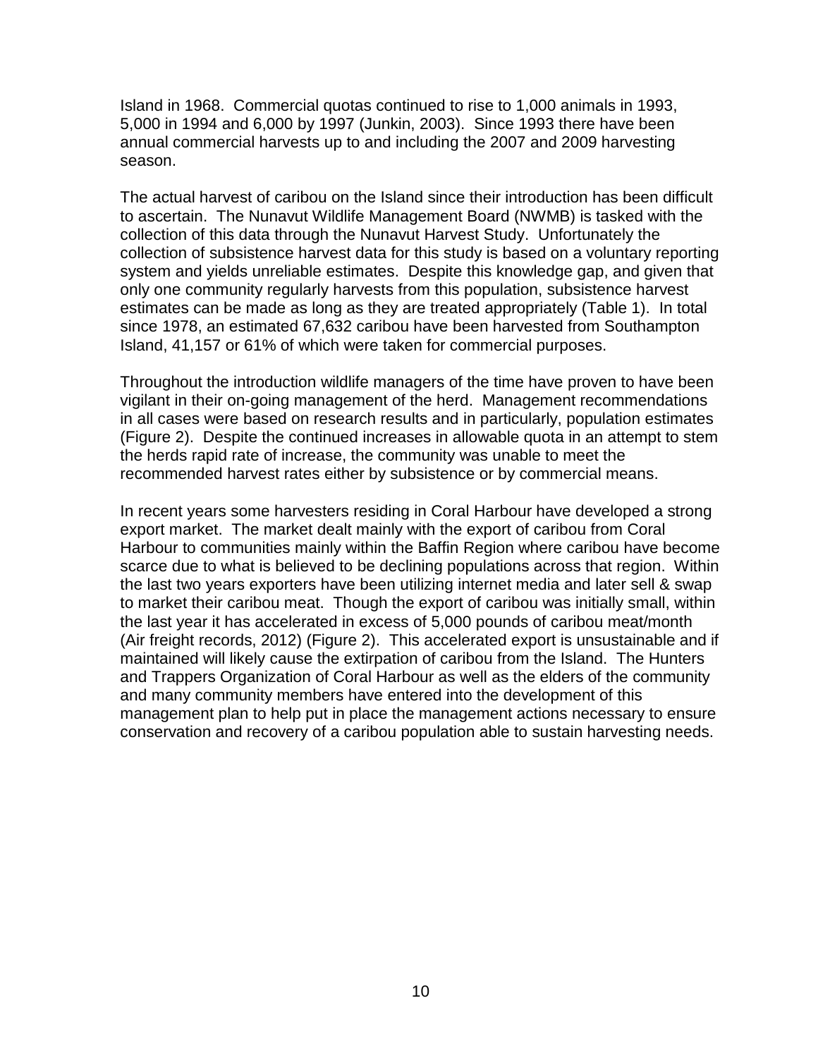Island in 1968. Commercial quotas continued to rise to 1,000 animals in 1993, 5,000 in 1994 and 6,000 by 1997 (Junkin, 2003). Since 1993 there have been annual commercial harvests up to and including the 2007 and 2009 harvesting season.

The actual harvest of caribou on the Island since their introduction has been difficult to ascertain. The Nunavut Wildlife Management Board (NWMB) is tasked with the collection of this data through the Nunavut Harvest Study. Unfortunately the collection of subsistence harvest data for this study is based on a voluntary reporting system and yields unreliable estimates. Despite this knowledge gap, and given that only one community regularly harvests from this population, subsistence harvest estimates can be made as long as they are treated appropriately (Table 1). In total since 1978, an estimated 67,632 caribou have been harvested from Southampton Island, 41,157 or 61% of which were taken for commercial purposes.

Throughout the introduction wildlife managers of the time have proven to have been vigilant in their on-going management of the herd. Management recommendations in all cases were based on research results and in particularly, population estimates (Figure 2). Despite the continued increases in allowable quota in an attempt to stem the herds rapid rate of increase, the community was unable to meet the recommended harvest rates either by subsistence or by commercial means.

In recent years some harvesters residing in Coral Harbour have developed a strong export market. The market dealt mainly with the export of caribou from Coral Harbour to communities mainly within the Baffin Region where caribou have become scarce due to what is believed to be declining populations across that region. Within the last two years exporters have been utilizing internet media and later sell & swap to market their caribou meat. Though the export of caribou was initially small, within the last year it has accelerated in excess of 5,000 pounds of caribou meat/month (Air freight records, 2012) (Figure 2). This accelerated export is unsustainable and if maintained will likely cause the extirpation of caribou from the Island. The Hunters and Trappers Organization of Coral Harbour as well as the elders of the community and many community members have entered into the development of this management plan to help put in place the management actions necessary to ensure conservation and recovery of a caribou population able to sustain harvesting needs.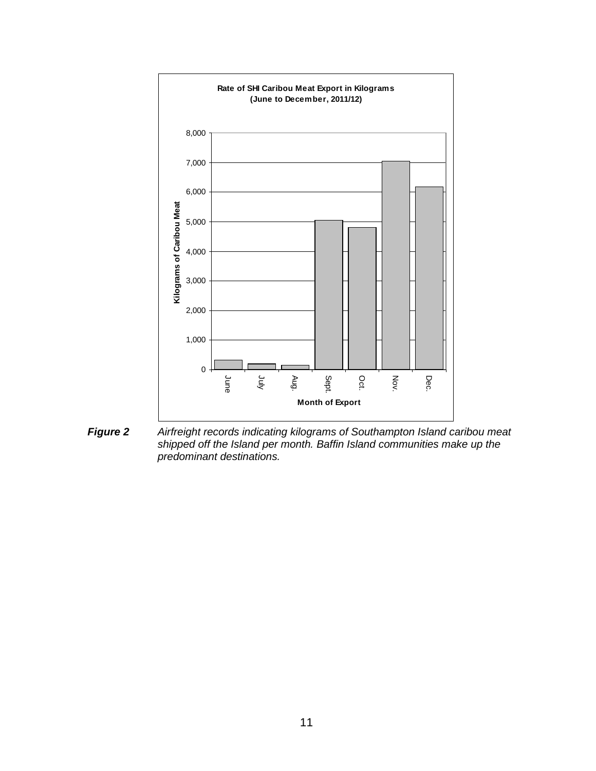**Rate of SHI Caribou Meat Export in Kilograms (June to December, 2011/12)**

***Figure 2*** *Airfreight records indicating kilograms of Southampton Island caribou meat shipped off the Island per month. Baffin Island communities make up the predominant destinations.*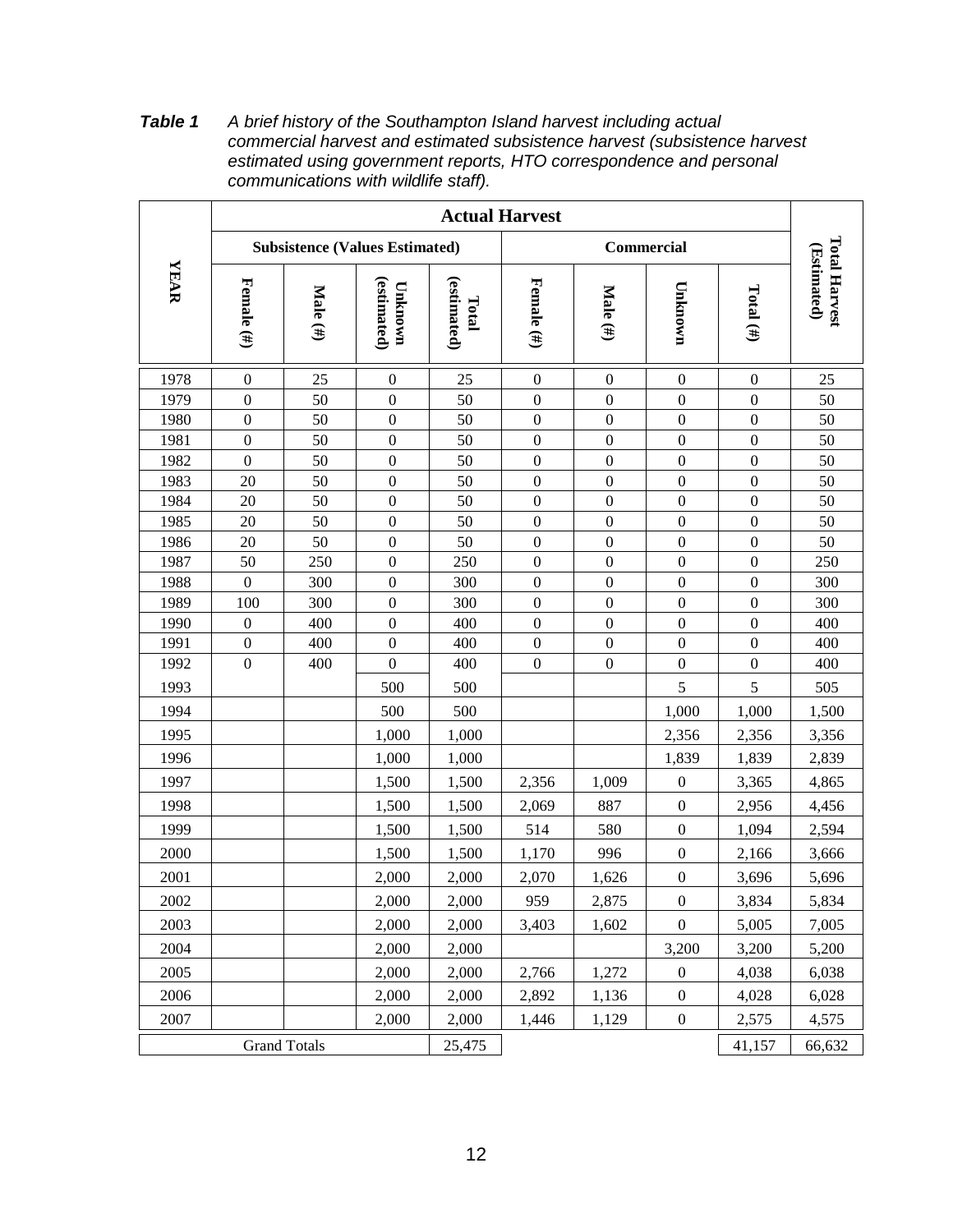**Table 1** *A brief history of the Southampton Island harvest including actual commercial harvest and estimated subsistence harvest (subsistence harvest estimated using government reports, HTO correspondence and personal communications with wildlife staff).*

| YEAR | Actual Harvest | | | | | | | | Total Harvest (Estimated) |
|---|---|---|---|---|---|---|---|---|---|
| | Subsistence (Values Estimated) | | | | Commercial | | | | |
| | Female (#) | Male (#) | Unknown (estimated) | Total (estimated) | Female (#) | Male (#) | Unknown | Total (#) | |
| 1978 | 0 | 25 | 0 | 25 | 0 | 0 | 0 | 0 | 25 |
| 1979 | 0 | 50 | 0 | 50 | 0 | 0 | 0 | 0 | 50 |
| 1980 | 0 | 50 | 0 | 50 | 0 | 0 | 0 | 0 | 50 |
| 1981 | 0 | 50 | 0 | 50 | 0 | 0 | 0 | 0 | 50 |
| 1982 | 0 | 50 | 0 | 50 | 0 | 0 | 0 | 0 | 50 |
| 1983 | 20 | 50 | 0 | 50 | 0 | 0 | 0 | 0 | 50 |
| 1984 | 20 | 50 | 0 | 50 | 0 | 0 | 0 | 0 | 50 |
| 1985 | 20 | 50 | 0 | 50 | 0 | 0 | 0 | 0 | 50 |
| 1986 | 20 | 50 | 0 | 50 | 0 | 0 | 0 | 0 | 50 |
| 1987 | 50 | 250 | 0 | 250 | 0 | 0 | 0 | 0 | 250 |
| 1988 | 0 | 300 | 0 | 300 | 0 | 0 | 0 | 0 | 300 |
| 1989 | 100 | 300 | 0 | 300 | 0 | 0 | 0 | 0 | 300 |
| 1990 | 0 | 400 | 0 | 400 | 0 | 0 | 0 | 0 | 400 |
| 1991 | 0 | 400 | 0 | 400 | 0 | 0 | 0 | 0 | 400 |
| 1992 | 0 | 400 | 0 | 400 | 0 | 0 | 0 | 0 | 400 |
| 1993 | | | 500 | 500 | | | 5 | 5 | 505 |
| 1994 | | | 500 | 500 | | | 1,000 | 1,000 | 1,500 |
| 1995 | | | 1,000 | 1,000 | | | 2,356 | 2,356 | 3,356 |
| 1996 | | | 1,000 | 1,000 | | | 1,839 | 1,839 | 2,839 |
| 1997 | | | 1,500 | 1,500 | 2,356 | 1,009 | 0 | 3,365 | 4,865 |
| 1998 | | | 1,500 | 1,500 | 2,069 | 887 | 0 | 2,956 | 4,456 |
| 1999 | | | 1,500 | 1,500 | 514 | 580 | 0 | 1,094 | 2,594 |
| 2000 | | | 1,500 | 1,500 | 1,170 | 996 | 0 | 2,166 | 3,666 |
| 2001 | | | 2,000 | 2,000 | 2,070 | 1,626 | 0 | 3,696 | 5,696 |
| 2002 | | | 2,000 | 2,000 | 959 | 2,875 | 0 | 3,834 | 5,834 |
| 2003 | | | 2,000 | 2,000 | 3,403 | 1,602 | 0 | 5,005 | 7,005 |
| 2004 | | | 2,000 | 2,000 | | | 3,200 | 3,200 | 5,200 |
| 2005 | | | 2,000 | 2,000 | 2,766 | 1,272 | 0 | 4,038 | 6,038 |
| 2006 | | | 2,000 | 2,000 | 2,892 | 1,136 | 0 | 4,028 | 6,028 |
| 2007 | | | 2,000 | 2,000 | 1,446 | 1,129 | 0 | 2,575 | 4,575 |
| Grand Totals | | | | 25,475 | | | | 41,157 | 66,632 |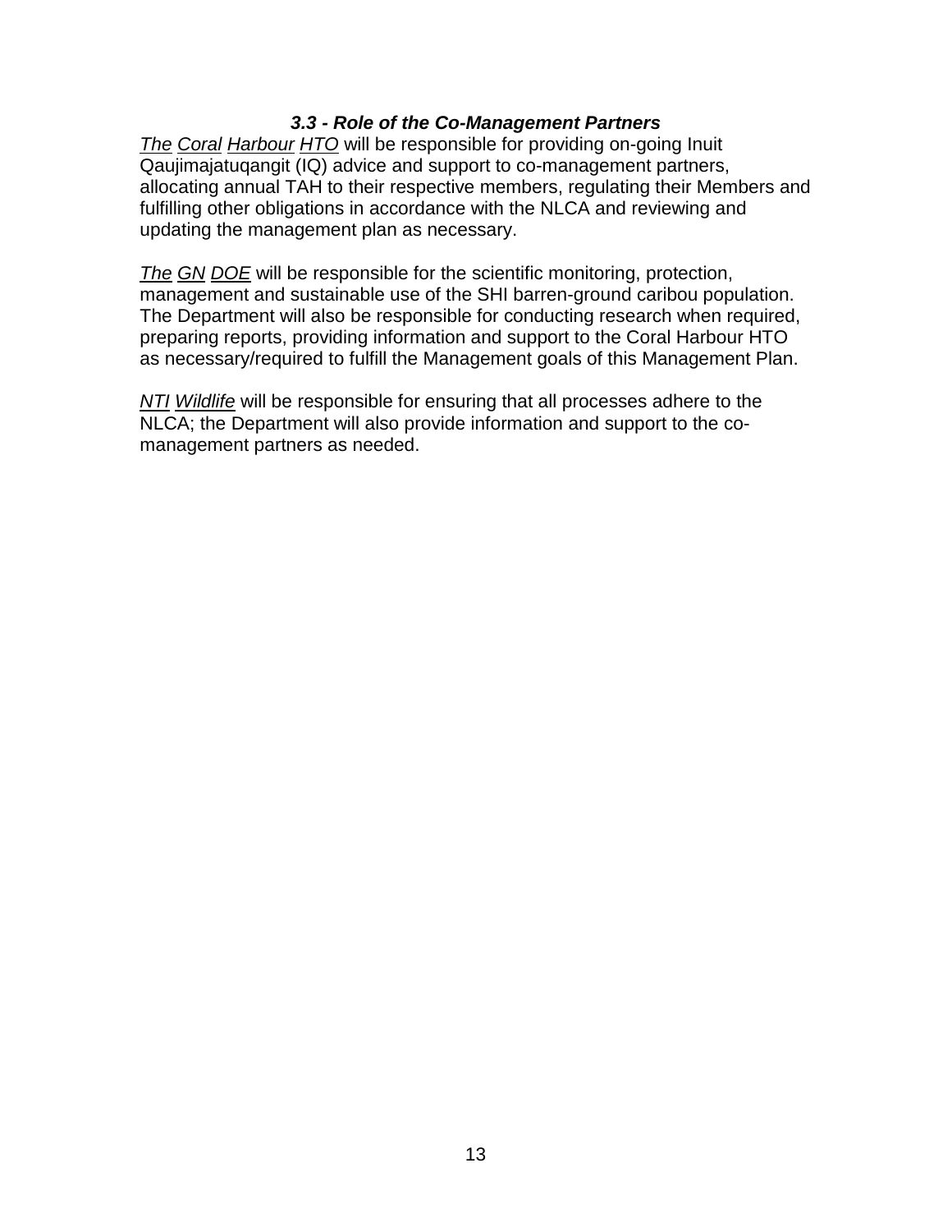### *3.3 - Role of the Co-Management Partners*

*The Coral Harbour HTO* will be responsible for providing on-going Inuit Qaujimajatuqangit (IQ) advice and support to co-management partners, allocating annual TAH to their respective members, regulating their Members and fulfilling other obligations in accordance with the NLCA and reviewing and updating the management plan as necessary.

*The GN DOE* will be responsible for the scientific monitoring, protection, management and sustainable use of the SHI barren-ground caribou population. The Department will also be responsible for conducting research when required, preparing reports, providing information and support to the Coral Harbour HTO as necessary/required to fulfill the Management goals of this Management Plan.

*NTI Wildlife* will be responsible for ensuring that all processes adhere to the NLCA; the Department will also provide information and support to the co-management partners as needed.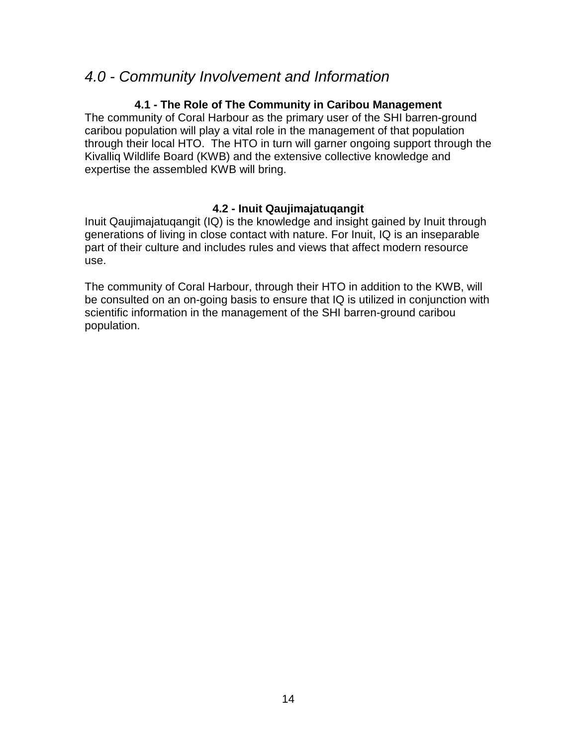## *4.0 - Community Involvement and Information*

### 4.1 - The Role of The Community in Caribou Management

The community of Coral Harbour as the primary user of the SHI barren-ground caribou population will play a vital role in the management of that population through their local HTO. The HTO in turn will garner ongoing support through the Kivalliq Wildlife Board (KWB) and the extensive collective knowledge and expertise the assembled KWB will bring.

### 4.2 - Inuit Qaujimajatuqangit

Inuit Qaujimajatuqangit (IQ) is the knowledge and insight gained by Inuit through generations of living in close contact with nature. For Inuit, IQ is an inseparable part of their culture and includes rules and views that affect modern resource use.

The community of Coral Harbour, through their HTO in addition to the KWB, will be consulted on an on-going basis to ensure that IQ is utilized in conjunction with scientific information in the management of the SHI barren-ground caribou population.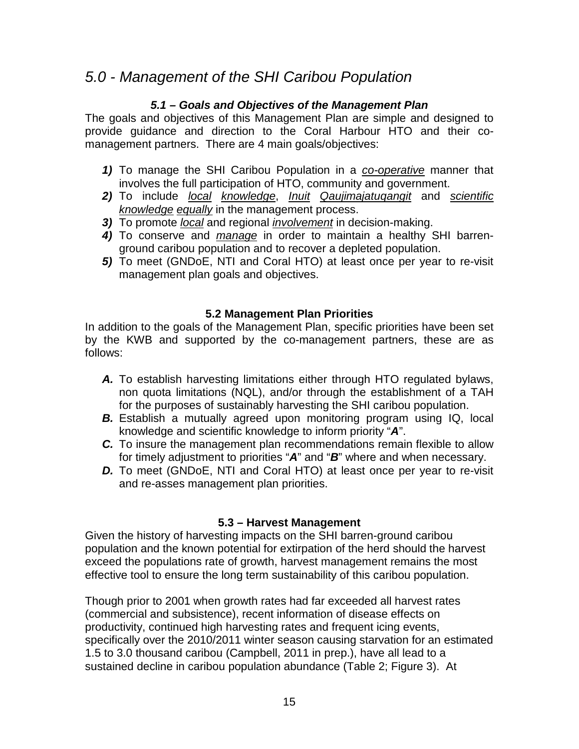## *5.0 - Management of the SHI Caribou Population*

### *5.1 – Goals and Objectives of the Management Plan*

The goals and objectives of this Management Plan are simple and designed to provide guidance and direction to the Coral Harbour HTO and their co-management partners. There are 4 main goals/objectives:

***1)*** To manage the SHI Caribou Population in a *co-operative* manner that involves the full participation of HTO, community and government.
***2)*** To include *local knowledge*, *Inuit Qaujimajatuqangit* and *scientific knowledge equally* in the management process.
***3)*** To promote *local* and regional *involvement* in decision-making.
***4)*** To conserve and *manage* in order to maintain a healthy SHI barren-ground caribou population and to recover a depleted population.
***5)*** To meet (GNDoE, NTI and Coral HTO) at least once per year to re-visit management plan goals and objectives.

### 5.2 Management Plan Priorities

In addition to the goals of the Management Plan, specific priorities have been set by the KWB and supported by the co-management partners, these are as follows:

***A.*** To establish harvesting limitations either through HTO regulated bylaws, non quota limitations (NQL), and/or through the establishment of a TAH for the purposes of sustainably harvesting the SHI caribou population.
***B.*** Establish a mutually agreed upon monitoring program using IQ, local knowledge and scientific knowledge to inform priority "***A***".
***C.*** To insure the management plan recommendations remain flexible to allow for timely adjustment to priorities "***A***" and "***B***" where and when necessary.
***D.*** To meet (GNDoE, NTI and Coral HTO) at least once per year to re-visit and re-asses management plan priorities.

### 5.3 – Harvest Management

Given the history of harvesting impacts on the SHI barren-ground caribou population and the known potential for extirpation of the herd should the harvest exceed the populations rate of growth, harvest management remains the most effective tool to ensure the long term sustainability of this caribou population.

Though prior to 2001 when growth rates had far exceeded all harvest rates (commercial and subsistence), recent information of disease effects on productivity, continued high harvesting rates and frequent icing events, specifically over the 2010/2011 winter season causing starvation for an estimated 1.5 to 3.0 thousand caribou (Campbell, 2011 in prep.), have all lead to a sustained decline in caribou population abundance (Table 2; Figure 3). At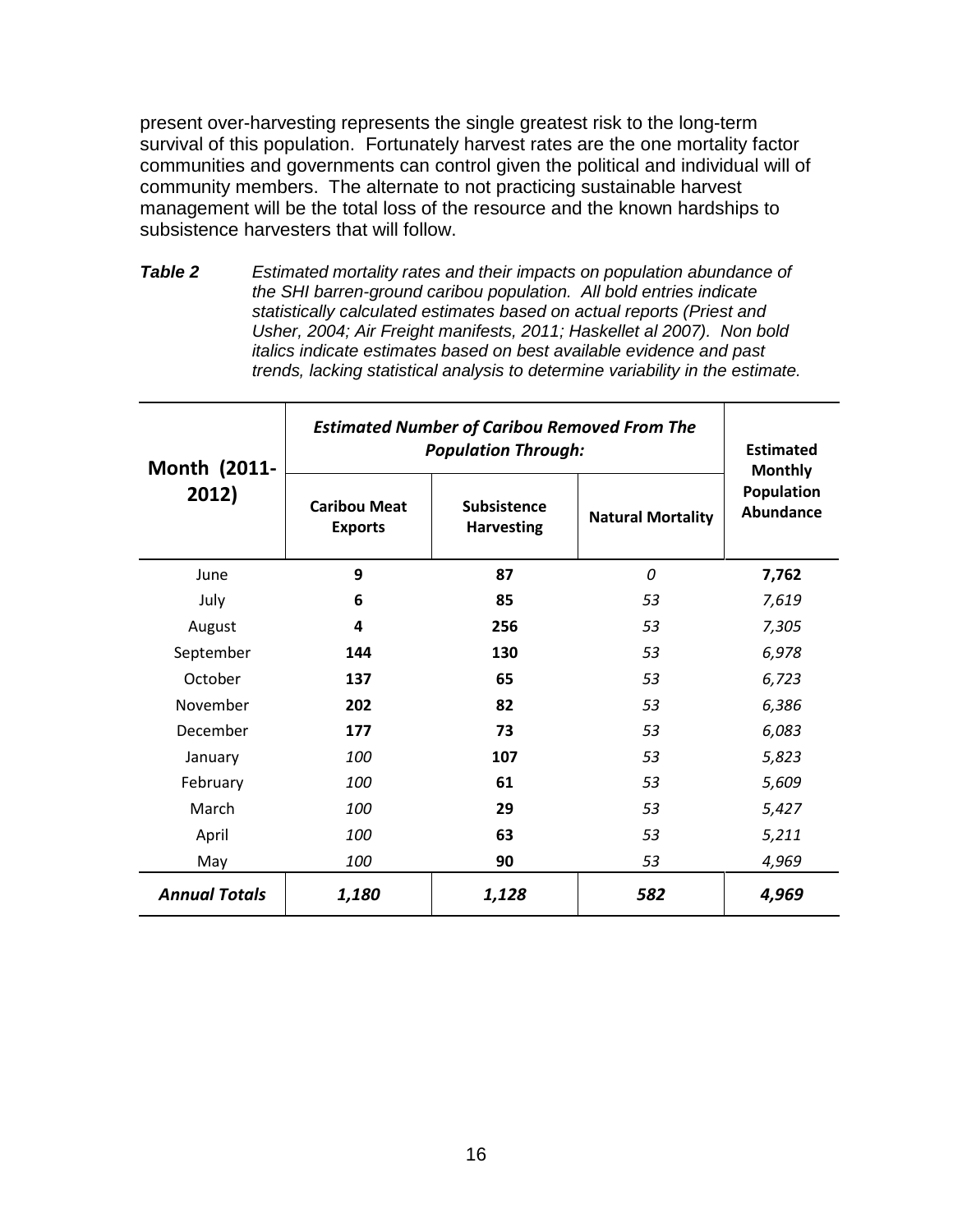present over-harvesting represents the single greatest risk to the long-term survival of this population. Fortunately harvest rates are the one mortality factor communities and governments can control given the political and individual will of community members. The alternate to not practicing sustainable harvest management will be the total loss of the resource and the known hardships to subsistence harvesters that will follow.

***Table 2*** *Estimated mortality rates and their impacts on population abundance of the SHI barren-ground caribou population. All bold entries indicate statistically calculated estimates based on actual reports (Priest and Usher, 2004; Air Freight manifests, 2011; Haskellet al 2007). Non bold italics indicate estimates based on best available evidence and past trends, lacking statistical analysis to determine variability in the estimate.*

| **Month (2011-2012)** | ***Estimated Number of Caribou Removed From The Population Through:*** | | | **Estimated Monthly Population Abundance** |
|---|---|---|---|---|
| | **Caribou Meat Exports** | **Subsistence Harvesting** | **Natural Mortality** | |
| June | **9** | **87** | *0* | **7,762** |
| July | **6** | **85** | *53* | *7,619* |
| August | **4** | **256** | *53* | *7,305* |
| September | **144** | **130** | *53* | *6,978* |
| October | **137** | **65** | *53* | *6,723* |
| November | **202** | **82** | *53* | *6,386* |
| December | **177** | **73** | *53* | *6,083* |
| January | *100* | **107** | *53* | *5,823* |
| February | *100* | **61** | *53* | *5,609* |
| March | *100* | **29** | *53* | *5,427* |
| April | *100* | **63** | *53* | *5,211* |
| May | *100* | **90** | *53* | *4,969* |
| ***Annual Totals*** | ***1,180*** | ***1,128*** | ***582*** | ***4,969*** |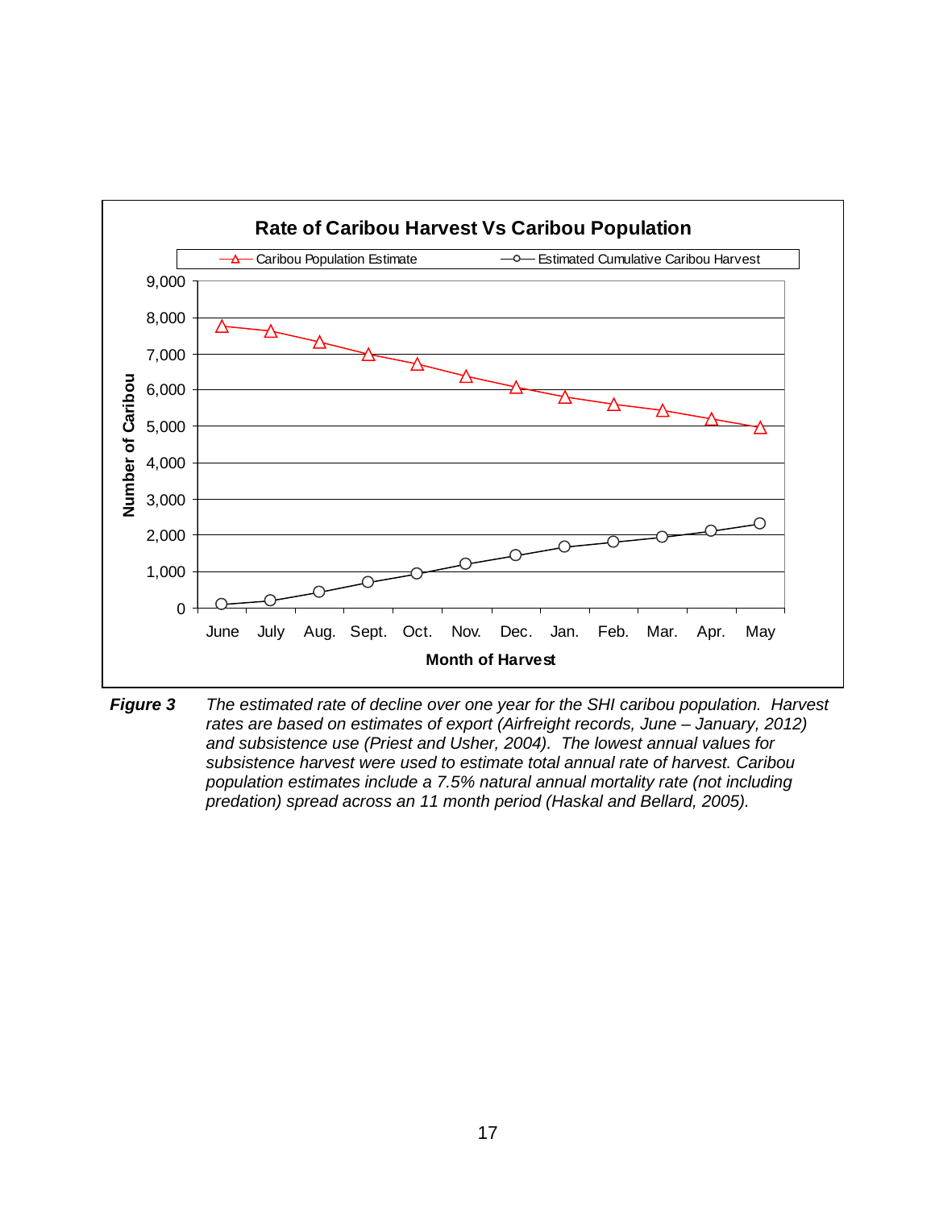**Rate of Caribou Harvest Vs Caribou Population**

*Figure 3* *The estimated rate of decline over one year for the SHI caribou population. Harvest rates are based on estimates of export (Airfreight records, June – January, 2012) and subsistence use (Priest and Usher, 2004). The lowest annual values for subsistence harvest were used to estimate total annual rate of harvest. Caribou population estimates include a 7.5% natural annual mortality rate (not including predation) spread across an 11 month period (Haskal and Bellard, 2005).*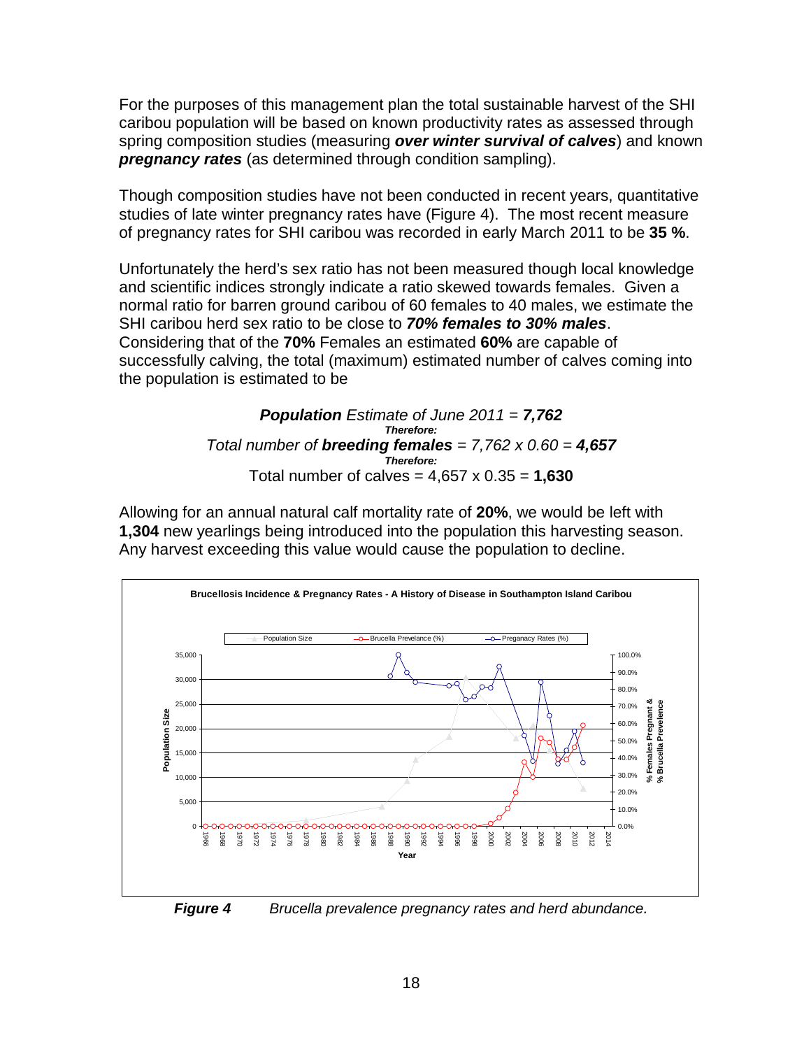For the purposes of this management plan the total sustainable harvest of the SHI caribou population will be based on known productivity rates as assessed through spring composition studies (measuring ***over winter survival of calves***) and known ***pregnancy rates*** (as determined through condition sampling).

Though composition studies have not been conducted in recent years, quantitative studies of late winter pregnancy rates have (Figure 4). The most recent measure of pregnancy rates for SHI caribou was recorded in early March 2011 to be **35 %**.

Unfortunately the herd's sex ratio has not been measured though local knowledge and scientific indices strongly indicate a ratio skewed towards females. Given a normal ratio for barren ground caribou of 60 females to 40 males, we estimate the SHI caribou herd sex ratio to be close to ***70% females to 30% males***. Considering that of the **70%** Females an estimated **60%** are capable of successfully calving, the total (maximum) estimated number of calves coming into the population is estimated to be

*__Population__ Estimate of June 2011 =* ***7,762***

***Therefore:***

*Total number of __breeding females__ = 7,762 x 0.60 =* ***4,657***

***Therefore:***

Total number of calves = 4,657 x 0.35 = **1,630**

Allowing for an annual natural calf mortality rate of **20%**, we would be left with **1,304** new yearlings being introduced into the population this harvesting season. Any harvest exceeding this value would cause the population to decline.

***Figure 4*** *Brucella prevalence pregnancy rates and herd abundance.*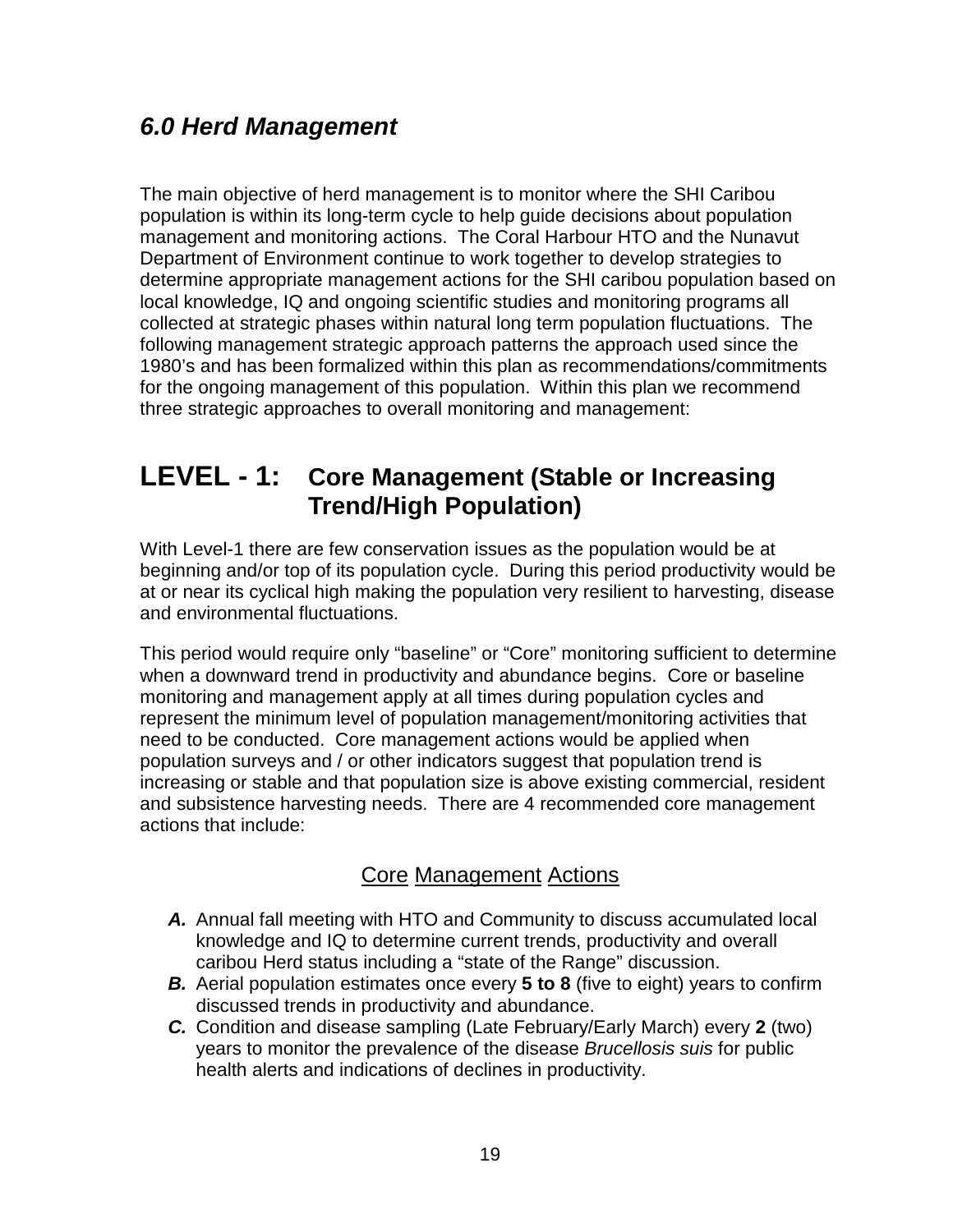## *6.0 Herd Management*

The main objective of herd management is to monitor where the SHI Caribou population is within its long-term cycle to help guide decisions about population management and monitoring actions. The Coral Harbour HTO and the Nunavut Department of Environment continue to work together to develop strategies to determine appropriate management actions for the SHI caribou population based on local knowledge, IQ and ongoing scientific studies and monitoring programs all collected at strategic phases within natural long term population fluctuations. The following management strategic approach patterns the approach used since the 1980's and has been formalized within this plan as recommendations/commitments for the ongoing management of this population. Within this plan we recommend three strategic approaches to overall monitoring and management:

## LEVEL - 1: Core Management (Stable or Increasing Trend/High Population)

With Level-1 there are few conservation issues as the population would be at beginning and/or top of its population cycle. During this period productivity would be at or near its cyclical high making the population very resilient to harvesting, disease and environmental fluctuations.

This period would require only "baseline" or "Core" monitoring sufficient to determine when a downward trend in productivity and abundance begins. Core or baseline monitoring and management apply at all times during population cycles and represent the minimum level of population management/monitoring activities that need to be conducted. Core management actions would be applied when population surveys and / or other indicators suggest that population trend is increasing or stable and that population size is above existing commercial, resident and subsistence harvesting needs. There are 4 recommended core management actions that include:

### Core Management Actions

- ***A.*** Annual fall meeting with HTO and Community to discuss accumulated local knowledge and IQ to determine current trends, productivity and overall caribou Herd status including a "state of the Range" discussion.
- ***B.*** Aerial population estimates once every **5 to 8** (five to eight) years to confirm discussed trends in productivity and abundance.
- ***C.*** Condition and disease sampling (Late February/Early March) every **2** (two) years to monitor the prevalence of the disease *Brucellosis suis* for public health alerts and indications of declines in productivity.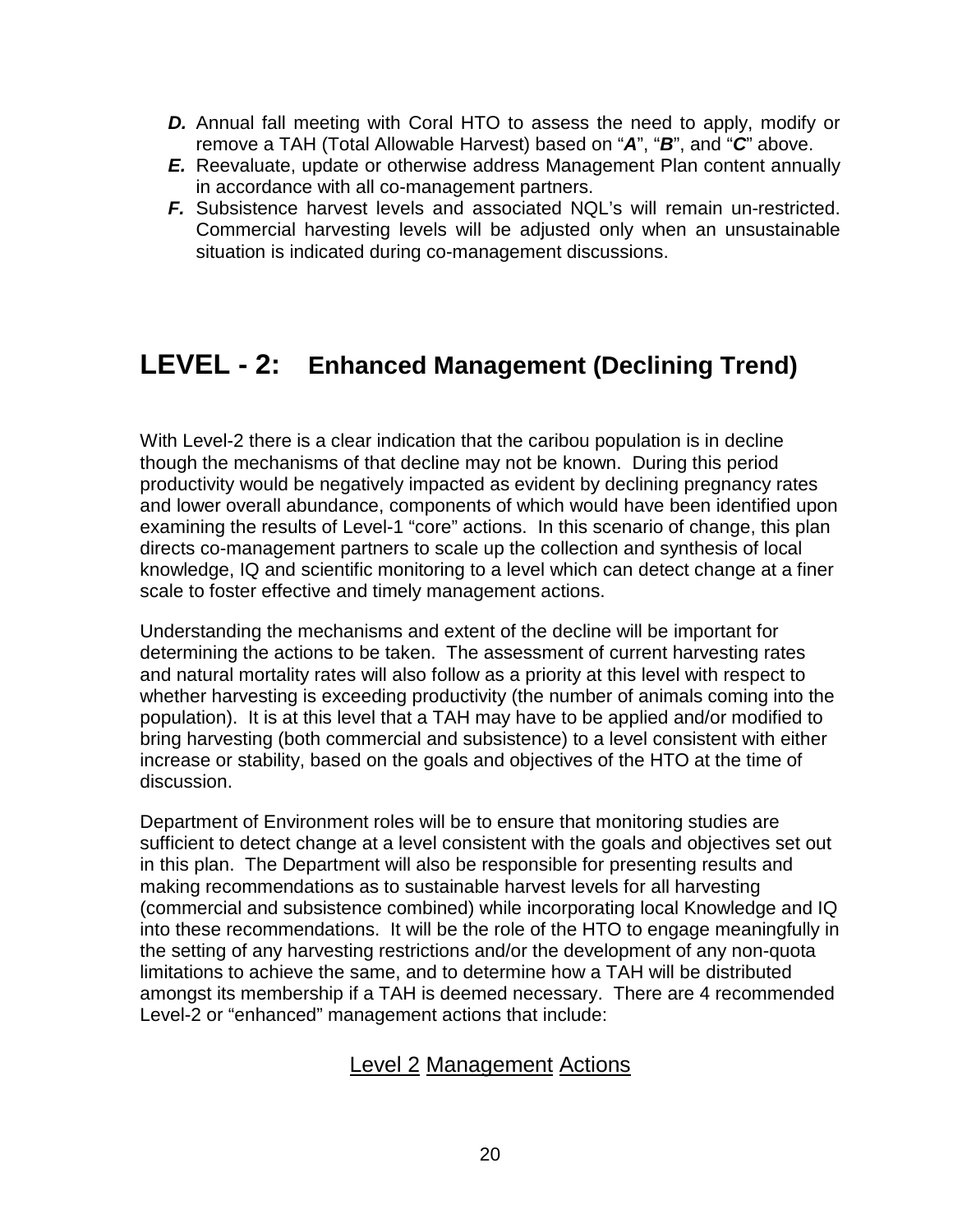- ***D.*** Annual fall meeting with Coral HTO to assess the need to apply, modify or remove a TAH (Total Allowable Harvest) based on "***A***", "***B***", and "***C***" above.
- ***E.*** Reevaluate, update or otherwise address Management Plan content annually in accordance with all co-management partners.
- ***F.*** Subsistence harvest levels and associated NQL's will remain un-restricted. Commercial harvesting levels will be adjusted only when an unsustainable situation is indicated during co-management discussions.

# LEVEL - 2: Enhanced Management (Declining Trend)

With Level-2 there is a clear indication that the caribou population is in decline though the mechanisms of that decline may not be known. During this period productivity would be negatively impacted as evident by declining pregnancy rates and lower overall abundance, components of which would have been identified upon examining the results of Level-1 "core" actions. In this scenario of change, this plan directs co-management partners to scale up the collection and synthesis of local knowledge, IQ and scientific monitoring to a level which can detect change at a finer scale to foster effective and timely management actions.

Understanding the mechanisms and extent of the decline will be important for determining the actions to be taken. The assessment of current harvesting rates and natural mortality rates will also follow as a priority at this level with respect to whether harvesting is exceeding productivity (the number of animals coming into the population). It is at this level that a TAH may have to be applied and/or modified to bring harvesting (both commercial and subsistence) to a level consistent with either increase or stability, based on the goals and objectives of the HTO at the time of discussion.

Department of Environment roles will be to ensure that monitoring studies are sufficient to detect change at a level consistent with the goals and objectives set out in this plan. The Department will also be responsible for presenting results and making recommendations as to sustainable harvest levels for all harvesting (commercial and subsistence combined) while incorporating local Knowledge and IQ into these recommendations. It will be the role of the HTO to engage meaningfully in the setting of any harvesting restrictions and/or the development of any non-quota limitations to achieve the same, and to determine how a TAH will be distributed amongst its membership if a TAH is deemed necessary. There are 4 recommended Level-2 or "enhanced" management actions that include:

## Level 2 Management Actions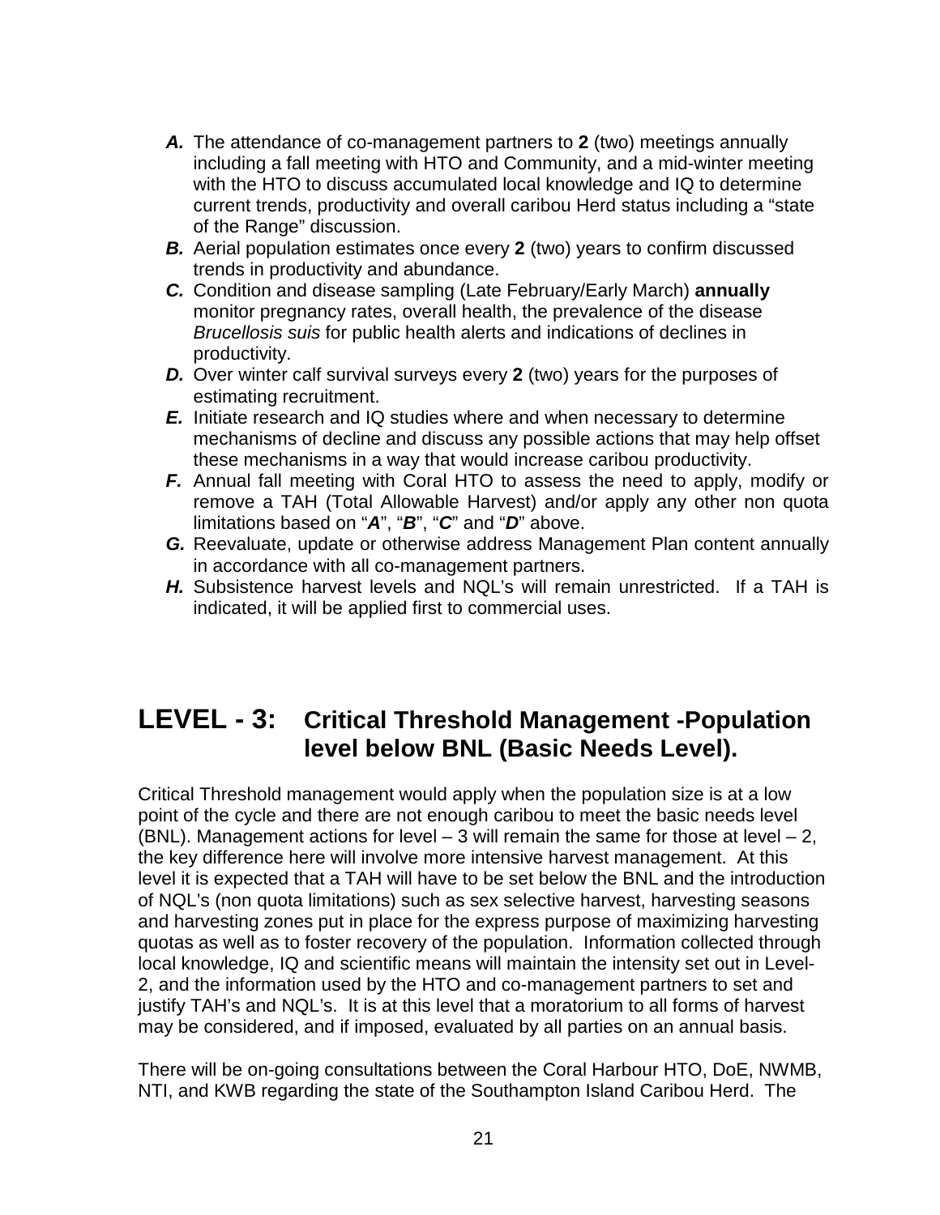- ***A.*** The attendance of co-management partners to **2** (two) meetings annually including a fall meeting with HTO and Community, and a mid-winter meeting with the HTO to discuss accumulated local knowledge and IQ to determine current trends, productivity and overall caribou Herd status including a "state of the Range" discussion.
- ***B.*** Aerial population estimates once every **2** (two) years to confirm discussed trends in productivity and abundance.
- ***C.*** Condition and disease sampling (Late February/Early March) **annually** monitor pregnancy rates, overall health, the prevalence of the disease *Brucellosis suis* for public health alerts and indications of declines in productivity.
- ***D.*** Over winter calf survival surveys every **2** (two) years for the purposes of estimating recruitment.
- ***E.*** Initiate research and IQ studies where and when necessary to determine mechanisms of decline and discuss any possible actions that may help offset these mechanisms in a way that would increase caribou productivity.
- ***F.*** Annual fall meeting with Coral HTO to assess the need to apply, modify or remove a TAH (Total Allowable Harvest) and/or apply any other non quota limitations based on "***A***", "***B***", "***C***" and "***D***" above.
- ***G.*** Reevaluate, update or otherwise address Management Plan content annually in accordance with all co-management partners.
- ***H.*** Subsistence harvest levels and NQL's will remain unrestricted. If a TAH is indicated, it will be applied first to commercial uses.

## LEVEL - 3: Critical Threshold Management -Population level below BNL (Basic Needs Level).

Critical Threshold management would apply when the population size is at a low point of the cycle and there are not enough caribou to meet the basic needs level (BNL). Management actions for level – 3 will remain the same for those at level – 2, the key difference here will involve more intensive harvest management. At this level it is expected that a TAH will have to be set below the BNL and the introduction of NQL's (non quota limitations) such as sex selective harvest, harvesting seasons and harvesting zones put in place for the express purpose of maximizing harvesting quotas as well as to foster recovery of the population. Information collected through local knowledge, IQ and scientific means will maintain the intensity set out in Level-2, and the information used by the HTO and co-management partners to set and justify TAH's and NQL's. It is at this level that a moratorium to all forms of harvest may be considered, and if imposed, evaluated by all parties on an annual basis.

There will be on-going consultations between the Coral Harbour HTO, DoE, NWMB, NTI, and KWB regarding the state of the Southampton Island Caribou Herd. The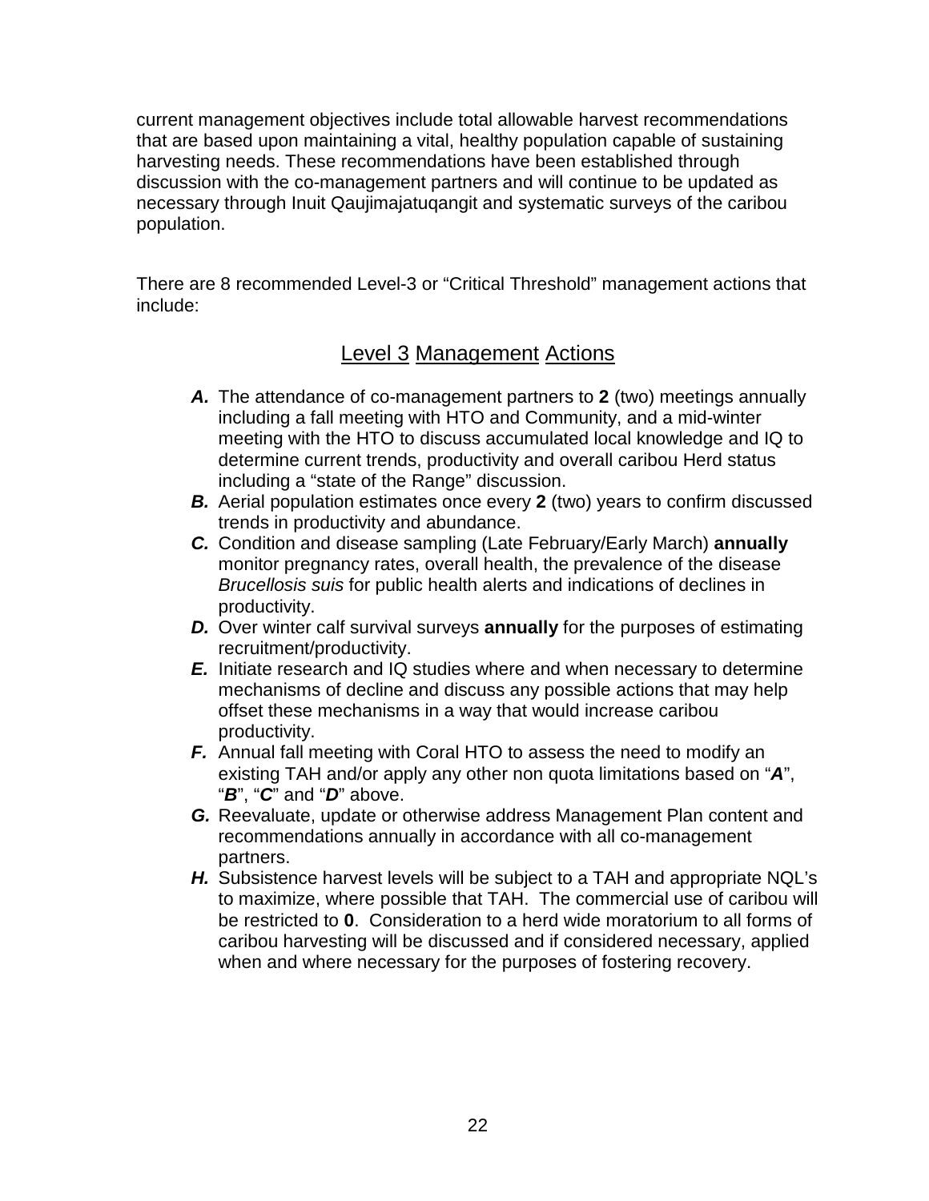current management objectives include total allowable harvest recommendations that are based upon maintaining a vital, healthy population capable of sustaining harvesting needs. These recommendations have been established through discussion with the co-management partners and will continue to be updated as necessary through Inuit Qaujimajatuqangit and systematic surveys of the caribou population.

There are 8 recommended Level-3 or "Critical Threshold" management actions that include:

## Level 3 Management Actions

- ***A.*** The attendance of co-management partners to **2** (two) meetings annually including a fall meeting with HTO and Community, and a mid-winter meeting with the HTO to discuss accumulated local knowledge and IQ to determine current trends, productivity and overall caribou Herd status including a "state of the Range" discussion.
- ***B.*** Aerial population estimates once every **2** (two) years to confirm discussed trends in productivity and abundance.
- ***C.*** Condition and disease sampling (Late February/Early March) **annually** monitor pregnancy rates, overall health, the prevalence of the disease *Brucellosis suis* for public health alerts and indications of declines in productivity.
- ***D.*** Over winter calf survival surveys **annually** for the purposes of estimating recruitment/productivity.
- ***E.*** Initiate research and IQ studies where and when necessary to determine mechanisms of decline and discuss any possible actions that may help offset these mechanisms in a way that would increase caribou productivity.
- ***F.*** Annual fall meeting with Coral HTO to assess the need to modify an existing TAH and/or apply any other non quota limitations based on "***A***", "***B***", "***C***" and "***D***" above.
- ***G.*** Reevaluate, update or otherwise address Management Plan content and recommendations annually in accordance with all co-management partners.
- ***H.*** Subsistence harvest levels will be subject to a TAH and appropriate NQL's to maximize, where possible that TAH. The commercial use of caribou will be restricted to **0**. Consideration to a herd wide moratorium to all forms of caribou harvesting will be discussed and if considered necessary, applied when and where necessary for the purposes of fostering recovery.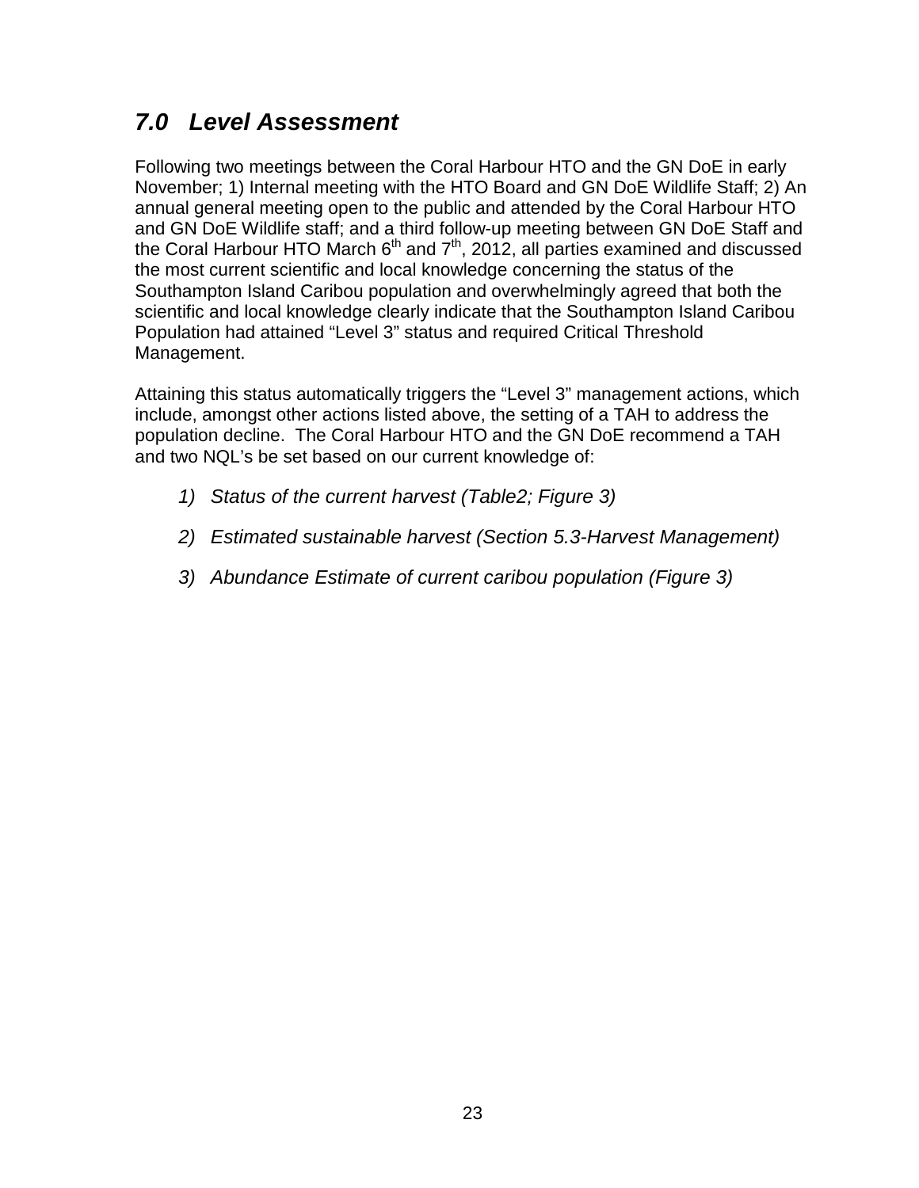## *7.0 Level Assessment*

Following two meetings between the Coral Harbour HTO and the GN DoE in early November; 1) Internal meeting with the HTO Board and GN DoE Wildlife Staff; 2) An annual general meeting open to the public and attended by the Coral Harbour HTO and GN DoE Wildlife staff; and a third follow-up meeting between GN DoE Staff and the Coral Harbour HTO March 6th and 7th, 2012, all parties examined and discussed the most current scientific and local knowledge concerning the status of the Southampton Island Caribou population and overwhelmingly agreed that both the scientific and local knowledge clearly indicate that the Southampton Island Caribou Population had attained “Level 3” status and required Critical Threshold Management.

Attaining this status automatically triggers the “Level 3” management actions, which include, amongst other actions listed above, the setting of a TAH to address the population decline. The Coral Harbour HTO and the GN DoE recommend a TAH and two NQL’s be set based on our current knowledge of:

1) *Status of the current harvest (Table2; Figure 3)*
2) *Estimated sustainable harvest (Section 5.3-Harvest Management)*
3) *Abundance Estimate of current caribou population (Figure 3)*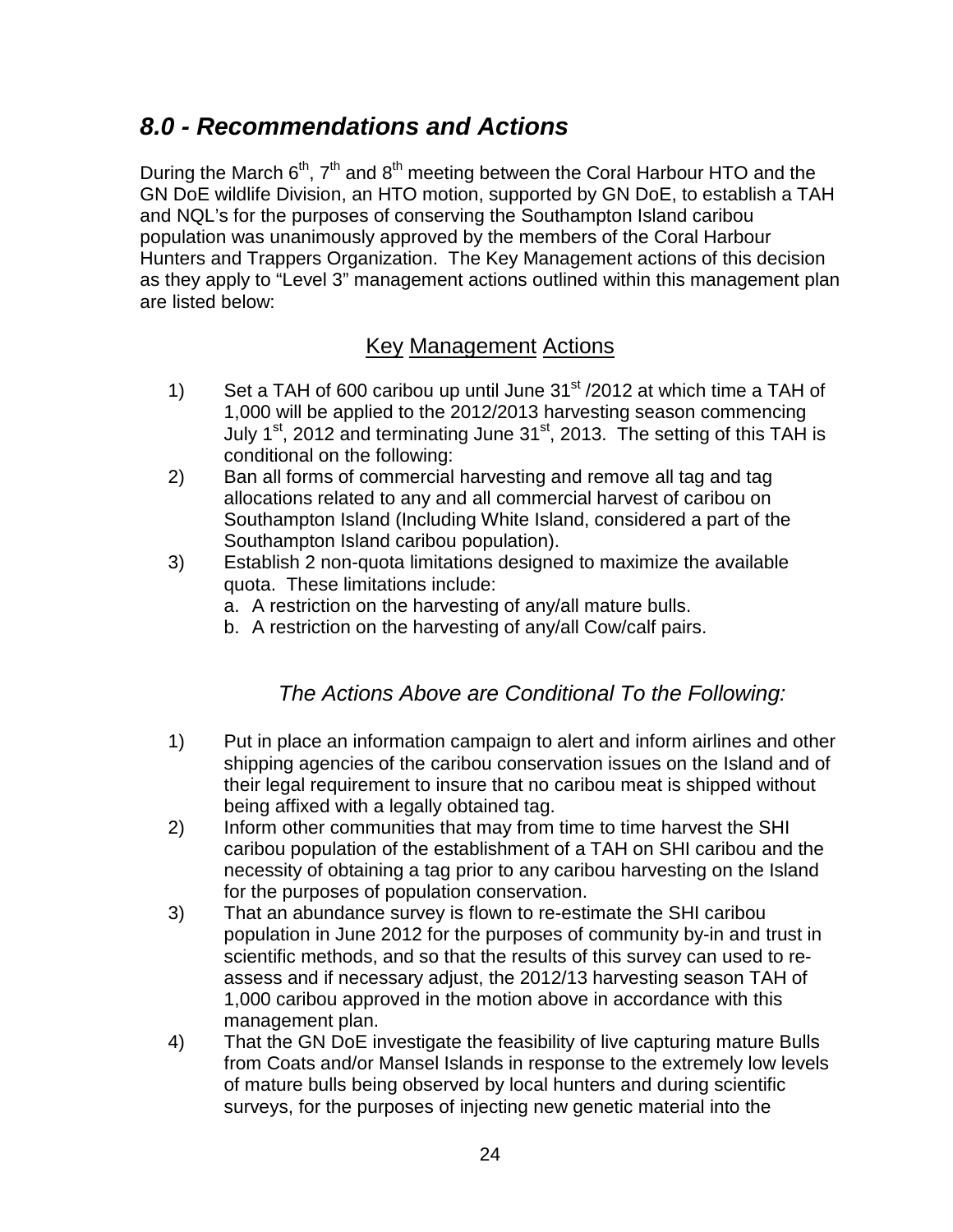## *8.0 - Recommendations and Actions*

During the March 6th, 7th and 8th meeting between the Coral Harbour HTO and the GN DoE wildlife Division, an HTO motion, supported by GN DoE, to establish a TAH and NQL's for the purposes of conserving the Southampton Island caribou population was unanimously approved by the members of the Coral Harbour Hunters and Trappers Organization. The Key Management actions of this decision as they apply to "Level 3" management actions outlined within this management plan are listed below:

### Key Management Actions

1) Set a TAH of 600 caribou up until June 31st /2012 at which time a TAH of 1,000 will be applied to the 2012/2013 harvesting season commencing July 1st, 2012 and terminating June 31st, 2013. The setting of this TAH is conditional on the following:
2) Ban all forms of commercial harvesting and remove all tag and tag allocations related to any and all commercial harvest of caribou on Southampton Island (Including White Island, considered a part of the Southampton Island caribou population).
3) Establish 2 non-quota limitations designed to maximize the available quota. These limitations include:
   a. A restriction on the harvesting of any/all mature bulls.
   b. A restriction on the harvesting of any/all Cow/calf pairs.

### *The Actions Above are Conditional To the Following:*

1) Put in place an information campaign to alert and inform airlines and other shipping agencies of the caribou conservation issues on the Island and of their legal requirement to insure that no caribou meat is shipped without being affixed with a legally obtained tag.
2) Inform other communities that may from time to time harvest the SHI caribou population of the establishment of a TAH on SHI caribou and the necessity of obtaining a tag prior to any caribou harvesting on the Island for the purposes of population conservation.
3) That an abundance survey is flown to re-estimate the SHI caribou population in June 2012 for the purposes of community by-in and trust in scientific methods, and so that the results of this survey can used to re-assess and if necessary adjust, the 2012/13 harvesting season TAH of 1,000 caribou approved in the motion above in accordance with this management plan.
4) That the GN DoE investigate the feasibility of live capturing mature Bulls from Coats and/or Mansel Islands in response to the extremely low levels of mature bulls being observed by local hunters and during scientific surveys, for the purposes of injecting new genetic material into the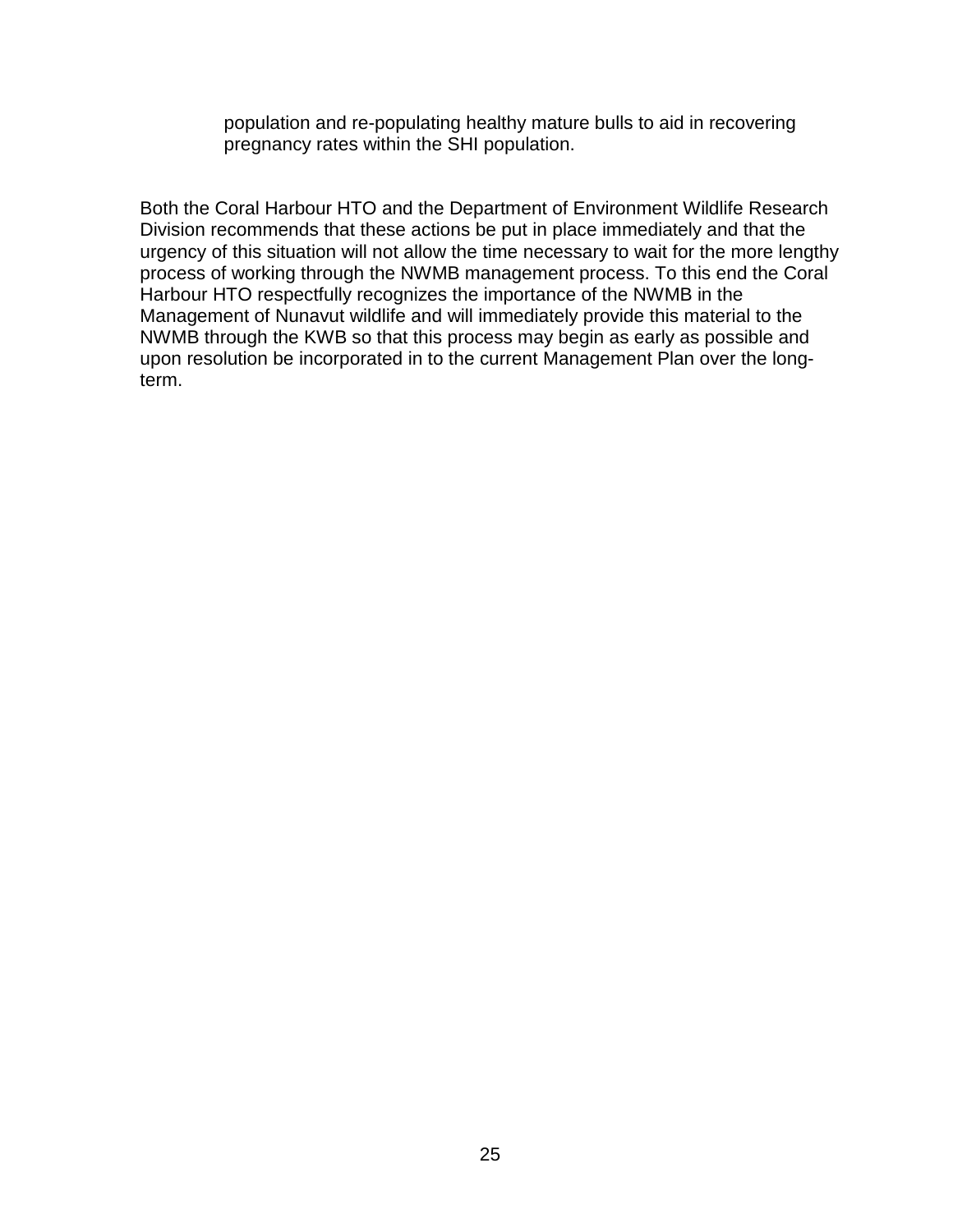population and re-populating healthy mature bulls to aid in recovering pregnancy rates within the SHI population.

Both the Coral Harbour HTO and the Department of Environment Wildlife Research Division recommends that these actions be put in place immediately and that the urgency of this situation will not allow the time necessary to wait for the more lengthy process of working through the NWMB management process. To this end the Coral Harbour HTO respectfully recognizes the importance of the NWMB in the Management of Nunavut wildlife and will immediately provide this material to the NWMB through the KWB so that this process may begin as early as possible and upon resolution be incorporated in to the current Management Plan over the long-term.